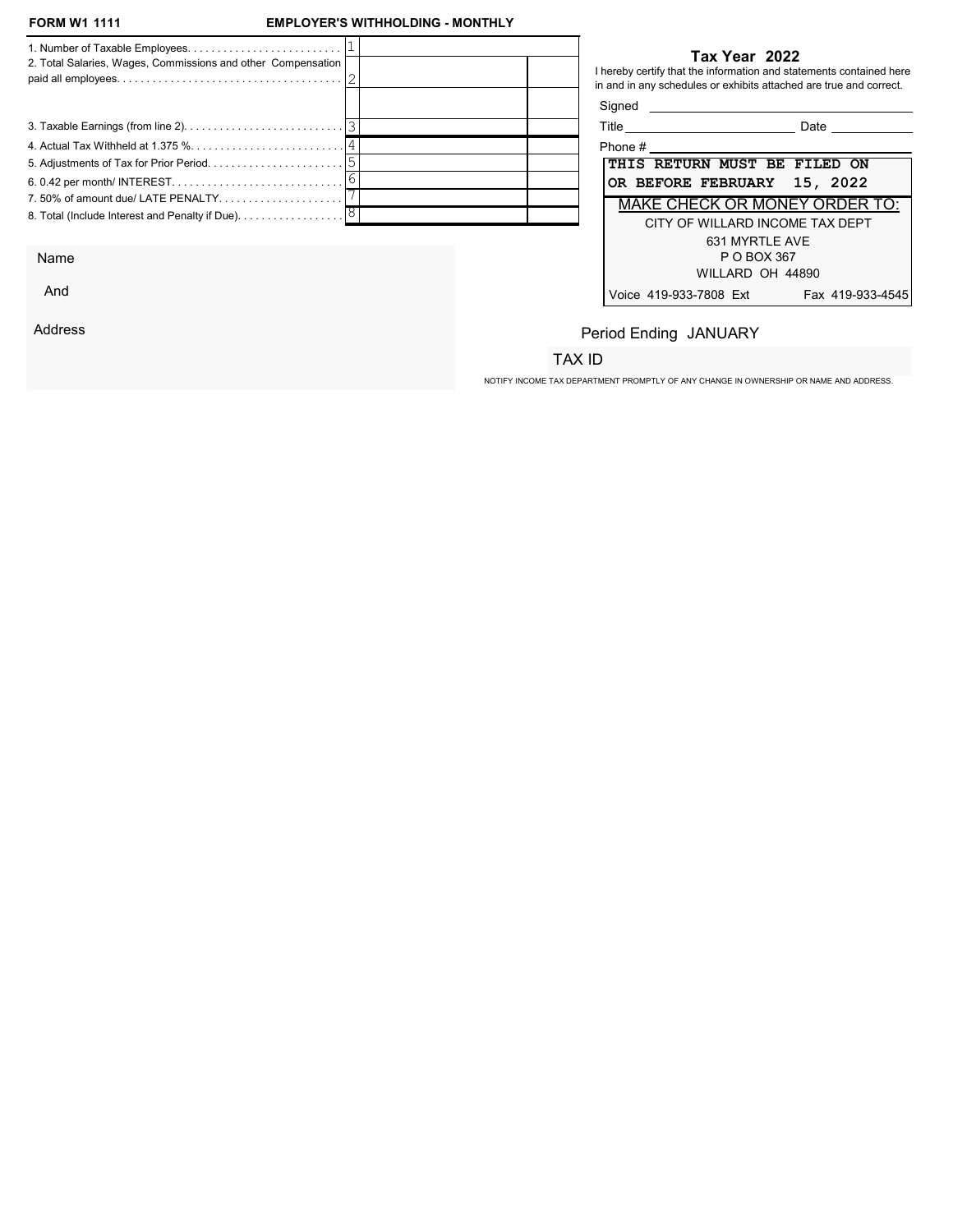**FORM W1 1111** **EMPLOYER'S WITHHOLDING - MONTHLY**

| | | | |
|---|---|---|---|
| 1. Number of Taxable Employees. | 1 | | |
| 2. Total Salaries, Wages, Commissions and other Compensation paid all employees. | 2 | | |
| | | | |
| 3. Taxable Earnings (from line 2). | 3 | | |
| 4. Actual Tax Withheld at 1.375 %. | 4 | | |
| 5. Adjustments of Tax for Prior Period. | 5 | | |
| 6. 0.42 per month/ INTEREST. | 6 | | |
| 7. 50% of amount due/ LATE PENALTY. | 7 | | |
| 8. Total (Include Interest and Penalty if Due). | 8 | | |

**Tax Year 2022**

I hereby certify that the information and statements contained here in and in any schedules or exhibits attached are true and correct.

Signed ____________________

Title ____________________ Date __________

Phone # ____________________

**THIS RETURN MUST BE FILED ON OR BEFORE FEBRUARY 15, 2022**

MAKE CHECK OR MONEY ORDER TO:

CITY OF WILLARD INCOME TAX DEPT
631 MYRTLE AVE
P O BOX 367
WILLARD OH 44890

Voice 419-933-7808 Ext Fax 419-933-4545

Name

And

Address

Period Ending JANUARY

TAX ID

NOTIFY INCOME TAX DEPARTMENT PROMPTLY OF ANY CHANGE IN OWNERSHIP OR NAME AND ADDRESS.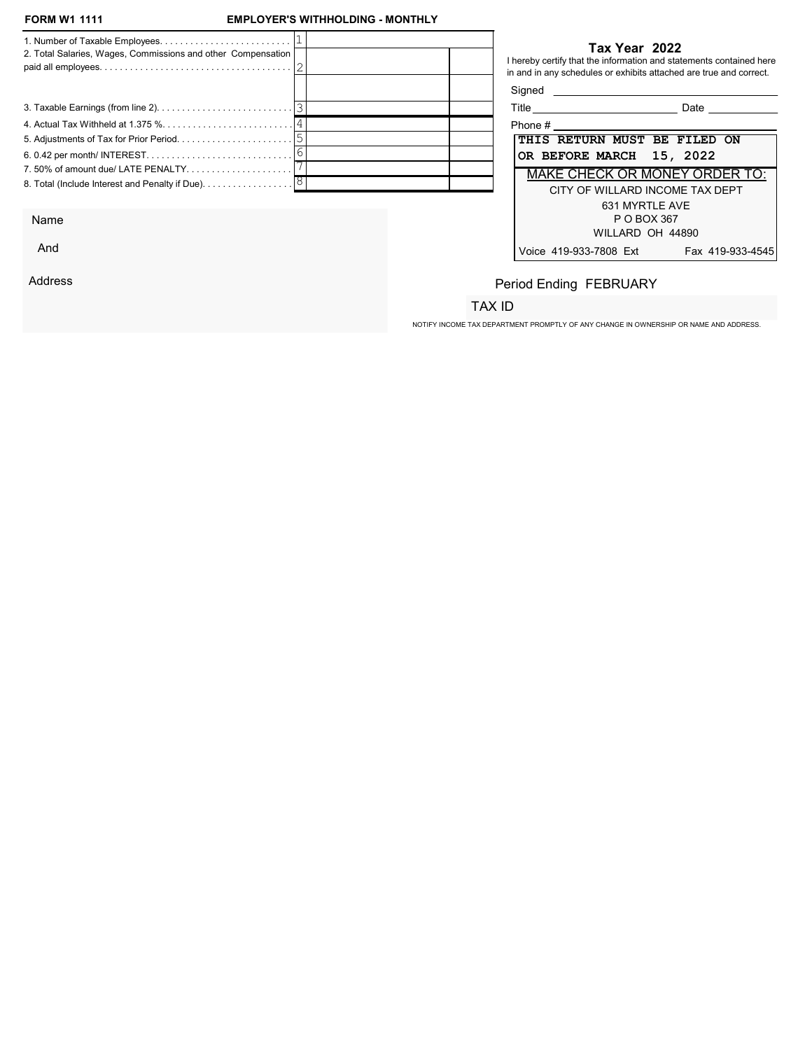**FORM W1 1111** **EMPLOYER'S WITHHOLDING - MONTHLY**

| | | | |
|---|---|---|---|
| 1. Number of Taxable Employees. . . . . . . . . . . . . . . . . . . . . . . . . . | 1 | | |
| 2. Total Salaries, Wages, Commissions and other Compensation paid all employees. . . . . . . . . . . . . . . . . . . . . . . . . . . . . . . . . . . . . | 2 | | |
| | | | |
| 3. Taxable Earnings (from line 2). . . . . . . . . . . . . . . . . . . . . . . . . . . | 3 | | |
| 4. Actual Tax Withheld at 1.375 %. . . . . . . . . . . . . . . . . . . . . . . . . . | 4 | | |
| 5. Adjustments of Tax for Prior Period. . . . . . . . . . . . . . . . . . . . . . . | 5 | | |
| 6. 0.42 per month/ INTEREST. . . . . . . . . . . . . . . . . . . . . . . . . . . . | 6 | | |
| 7. 50% of amount due/ LATE PENALTY. . . . . . . . . . . . . . . . . . . . . | 7 | | |
| 8. Total (Include Interest and Penalty if Due). . . . . . . . . . . . . . . . . . | 8 | | |

**Tax Year 2022**

I hereby certify that the information and statements contained here in and in any schedules or exhibits attached are true and correct.

Signed ______________________________

Title ______________________ Date __________

Phone # ____________________________

**THIS RETURN MUST BE FILED ON OR BEFORE MARCH 15, 2022**

MAKE CHECK OR MONEY ORDER TO:

CITY OF WILLARD INCOME TAX DEPT
631 MYRTLE AVE
P O BOX 367
WILLARD OH 44890

Voice 419-933-7808 Ext Fax 419-933-4545

Name

And

Address

Period Ending FEBRUARY

TAX ID

NOTIFY INCOME TAX DEPARTMENT PROMPTLY OF ANY CHANGE IN OWNERSHIP OR NAME AND ADDRESS.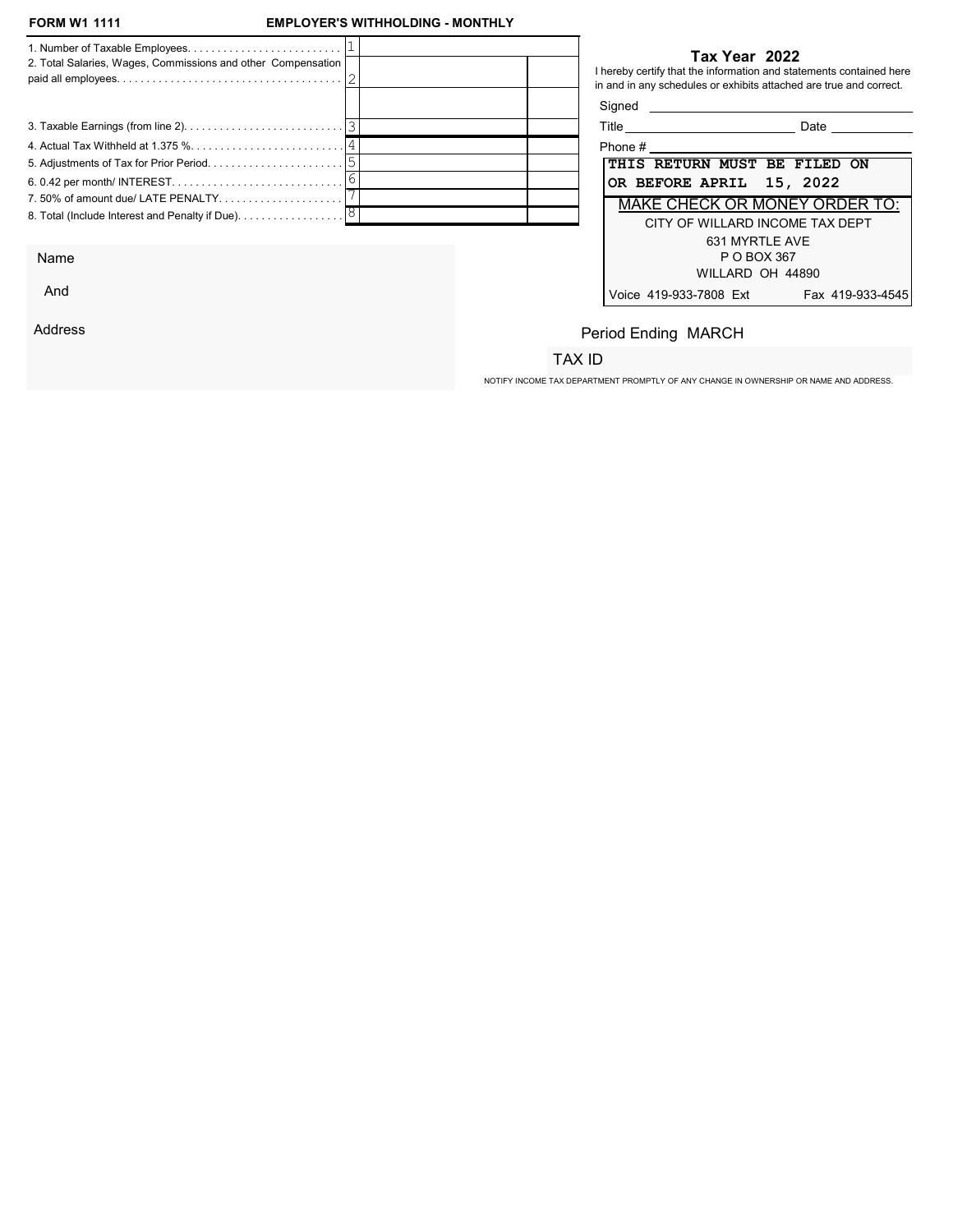**FORM W1 1111** **EMPLOYER'S WITHHOLDING - MONTHLY**

| | | | |
|---|---|---|---|
| 1. Number of Taxable Employees. . . . . . . . . . . . . . . . . . . . . . . . . . | 1 | | |
| 2. Total Salaries, Wages, Commissions and other Compensation paid all employees. . . . . . . . . . . . . . . . . . . . . . . . . . . . . . . . . . . . . . | 2 | | |
| | | | |
| 3. Taxable Earnings (from line 2). . . . . . . . . . . . . . . . . . . . . . . . . . | 3 | | |
| 4. Actual Tax Withheld at 1.375 %. . . . . . . . . . . . . . . . . . . . . . . . . | 4 | | |
| 5. Adjustments of Tax for Prior Period. . . . . . . . . . . . . . . . . . . . . . . | 5 | | |
| 6. 0.42 per month/ INTEREST. . . . . . . . . . . . . . . . . . . . . . . . . . . . | 6 | | |
| 7. 50% of amount due/ LATE PENALTY. . . . . . . . . . . . . . . . . . . . | 7 | | |
| 8. Total (Include Interest and Penalty if Due). . . . . . . . . . . . . . . . . . | 8 | | |

## Tax Year 2022

I hereby certify that the information and statements contained here in and in any schedules or exhibits attached are true and correct.

Signed \_\_\_\_\_\_\_\_\_\_\_\_\_\_\_\_\_\_\_\_\_\_\_\_\_\_\_\_

Title \_\_\_\_\_\_\_\_\_\_\_\_\_\_\_\_\_\_ Date \_\_\_\_\_\_\_\_\_\_

Phone # \_\_\_\_\_\_\_\_\_\_\_\_\_\_\_\_\_\_\_\_\_\_\_\_\_\_\_\_

**THIS RETURN MUST BE FILED ON OR BEFORE APRIL 15, 2022**

MAKE CHECK OR MONEY ORDER TO:

CITY OF WILLARD INCOME TAX DEPT
631 MYRTLE AVE
P O BOX 367
WILLARD OH 44890

Voice 419-933-7808 Ext Fax 419-933-4545

Name

And

Address

Period Ending MARCH

TAX ID

NOTIFY INCOME TAX DEPARTMENT PROMPTLY OF ANY CHANGE IN OWNERSHIP OR NAME AND ADDRESS.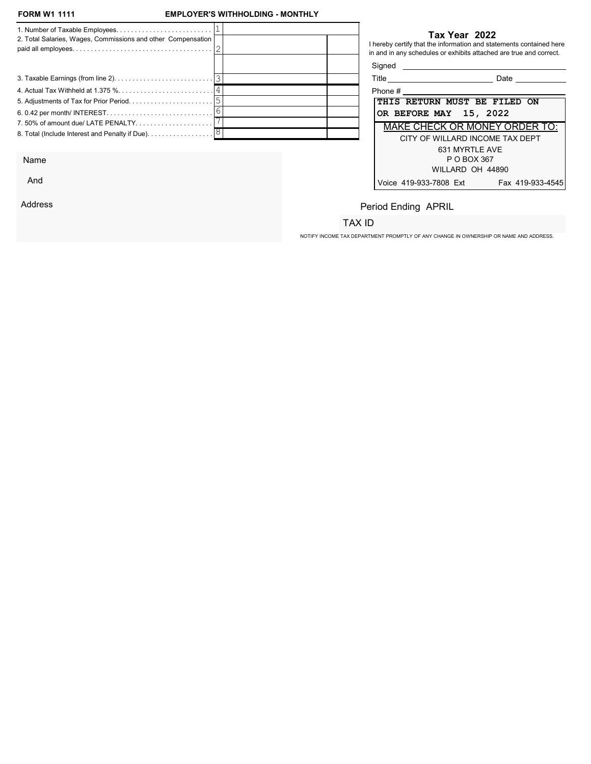**FORM W1 1111** **EMPLOYER'S WITHHOLDING - MONTHLY**

| | | | |
|---|---|---|---|
| 1. Number of Taxable Employees. | 1 | | |
| 2. Total Salaries, Wages, Commissions and other Compensation paid all employees. | 2 | | |
| | | | |
| 3. Taxable Earnings (from line 2). | 3 | | |
| 4. Actual Tax Withheld at 1.375 %. | 4 | | |
| 5. Adjustments of Tax for Prior Period. | 5 | | |
| 6. 0.42 per month/ INTEREST. | 6 | | |
| 7. 50% of amount due/ LATE PENALTY. | 7 | | |
| 8. Total (Include Interest and Penalty if Due). | 8 | | |

**Tax Year 2022**

I hereby certify that the information and statements contained here in and in any schedules or exhibits attached are true and correct.

Signed ______________________

Title ______________________ Date ____________

Phone # ______________________

**THIS RETURN MUST BE FILED ON OR BEFORE MAY 15, 2022**

MAKE CHECK OR MONEY ORDER TO:

CITY OF WILLARD INCOME TAX DEPT
631 MYRTLE AVE
P O BOX 367
WILLARD OH 44890

Voice 419-933-7808 Ext Fax 419-933-4545

Name

And

Address

Period Ending APRIL

TAX ID

NOTIFY INCOME TAX DEPARTMENT PROMPTLY OF ANY CHANGE IN OWNERSHIP OR NAME AND ADDRESS.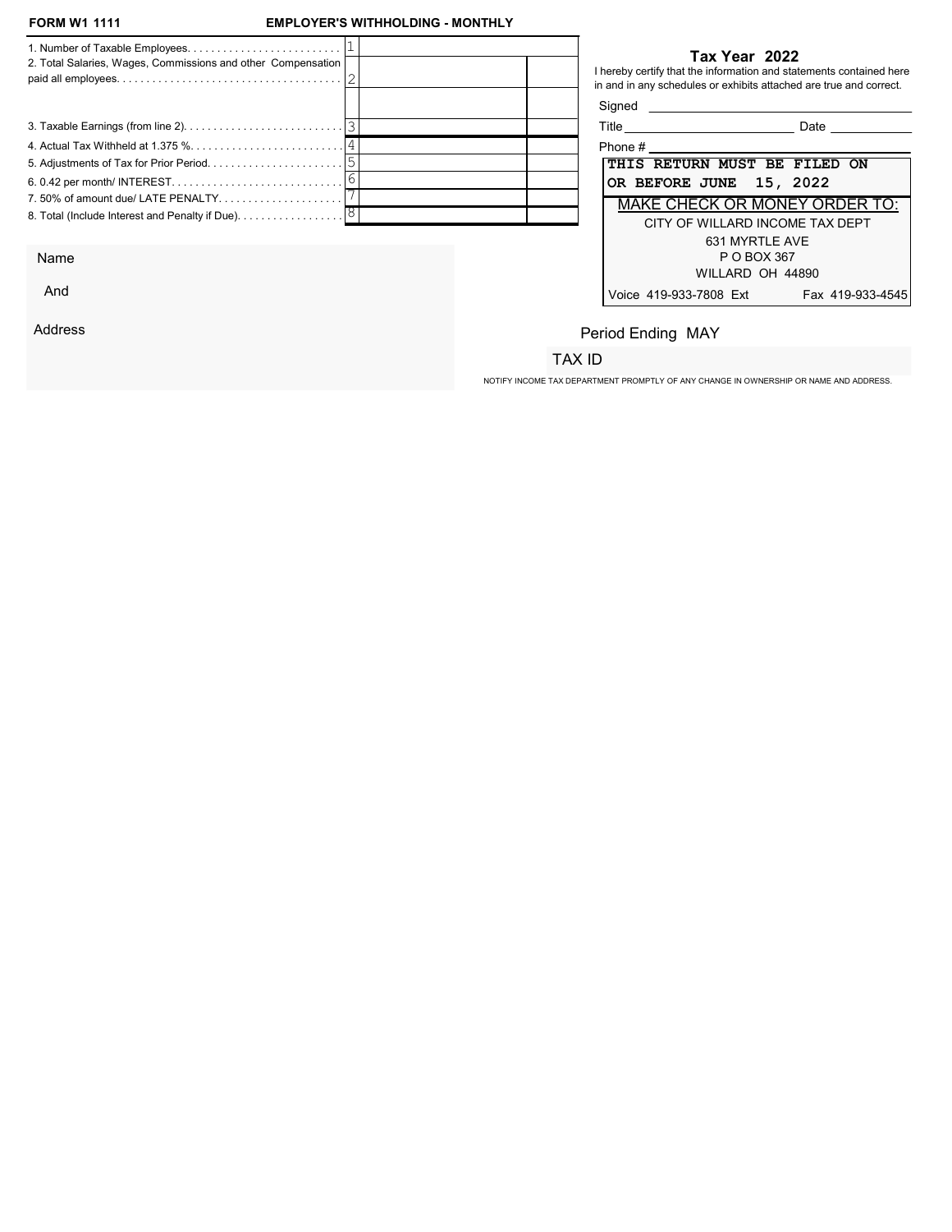**FORM W1 1111**

**EMPLOYER'S WITHHOLDING - MONTHLY**

| | | | |
|---|---|---|---|
| 1. Number of Taxable Employees. . . . . . . . . . . . . . . . . . . . . . . . . . | 1 | | |
| 2. Total Salaries, Wages, Commissions and other Compensation paid all employees. . . . . . . . . . . . . . . . . . . . . . . . . . . . . . . . . . . . . . . | 2 | | |
| | | | |
| 3. Taxable Earnings (from line 2). . . . . . . . . . . . . . . . . . . . . . . . . . | 3 | | |
| 4. Actual Tax Withheld at 1.375 %. . . . . . . . . . . . . . . . . . . . . . . . . | 4 | | |
| 5. Adjustments of Tax for Prior Period. . . . . . . . . . . . . . . . . . . . . . . | 5 | | |
| 6. 0.42 per month/ INTEREST. . . . . . . . . . . . . . . . . . . . . . . . . . . . . | 6 | | |
| 7. 50% of amount due/ LATE PENALTY. . . . . . . . . . . . . . . . . . . . . | 7 | | |
| 8. Total (Include Interest and Penalty if Due). . . . . . . . . . . . . . . . . . | 8 | | |

**Tax Year 2022**

I hereby certify that the information and statements contained here in and in any schedules or exhibits attached are true and correct.

Signed ______________________

Title ______________________ Date ____________

Phone # ______________________

**THIS RETURN MUST BE FILED ON OR BEFORE JUNE 15, 2022**

MAKE CHECK OR MONEY ORDER TO:

CITY OF WILLARD INCOME TAX DEPT
631 MYRTLE AVE
P O BOX 367
WILLARD OH 44890

Voice 419-933-7808 Ext    Fax 419-933-4545

Name

And

Address

Period Ending MAY

TAX ID

NOTIFY INCOME TAX DEPARTMENT PROMPTLY OF ANY CHANGE IN OWNERSHIP OR NAME AND ADDRESS.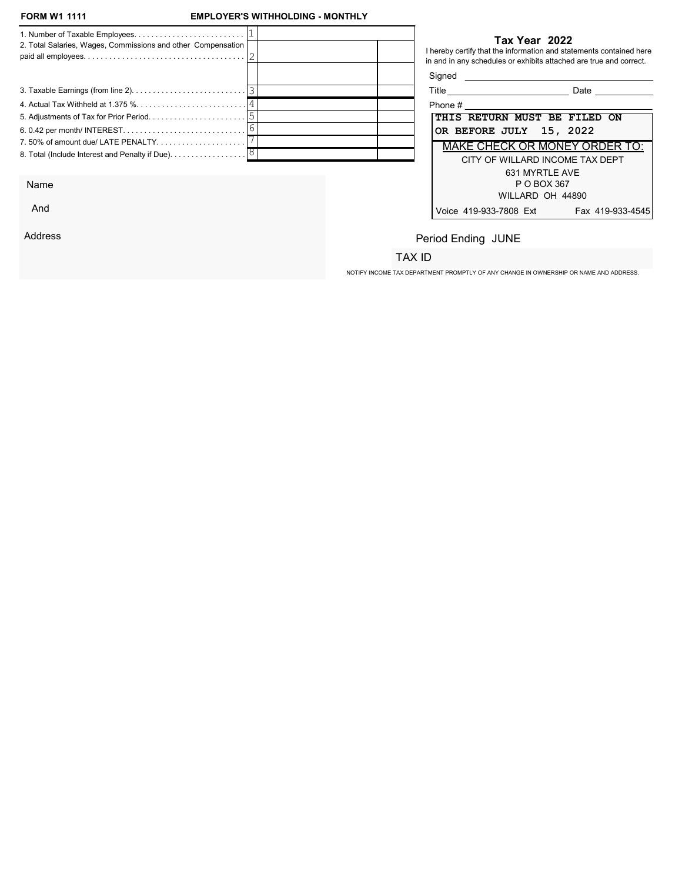**FORM W1 1111** **EMPLOYER'S WITHHOLDING - MONTHLY**

| | | | |
|---|---|---|---|
| 1. Number of Taxable Employees. . . . . . . . . . . . . . . . . . . . . . . . . . | 1 | | |
| 2. Total Salaries, Wages, Commissions and other Compensation paid all employees. . . . . . . . . . . . . . . . . . . . . . . . . . . . . . . . . . . . . . | 2 | | |
| | | | |
| 3. Taxable Earnings (from line 2). . . . . . . . . . . . . . . . . . . . . . . . . . . | 3 | | |
| 4. Actual Tax Withheld at 1.375 %. . . . . . . . . . . . . . . . . . . . . . . . . . | 4 | | |
| 5. Adjustments of Tax for Prior Period. . . . . . . . . . . . . . . . . . . . . . . | 5 | | |
| 6. 0.42 per month/ INTEREST. . . . . . . . . . . . . . . . . . . . . . . . . . . . . | 6 | | |
| 7. 50% of amount due/ LATE PENALTY. . . . . . . . . . . . . . . . . . . . . | 7 | | |
| 8. Total (Include Interest and Penalty if Due). . . . . . . . . . . . . . . . . . | 8 | | |

**Tax Year 2022**

I hereby certify that the information and statements contained here in and in any schedules or exhibits attached are true and correct.

Signed ______________________________

Title ______________________ Date __________

Phone # ______________________________

**THIS RETURN MUST BE FILED ON OR BEFORE JULY 15, 2022**

MAKE CHECK OR MONEY ORDER TO:

CITY OF WILLARD INCOME TAX DEPT
631 MYRTLE AVE
P O BOX 367
WILLARD OH 44890

Voice 419-933-7808 Ext Fax 419-933-4545

Name

And

Address

Period Ending JUNE

TAX ID

NOTIFY INCOME TAX DEPARTMENT PROMPTLY OF ANY CHANGE IN OWNERSHIP OR NAME AND ADDRESS.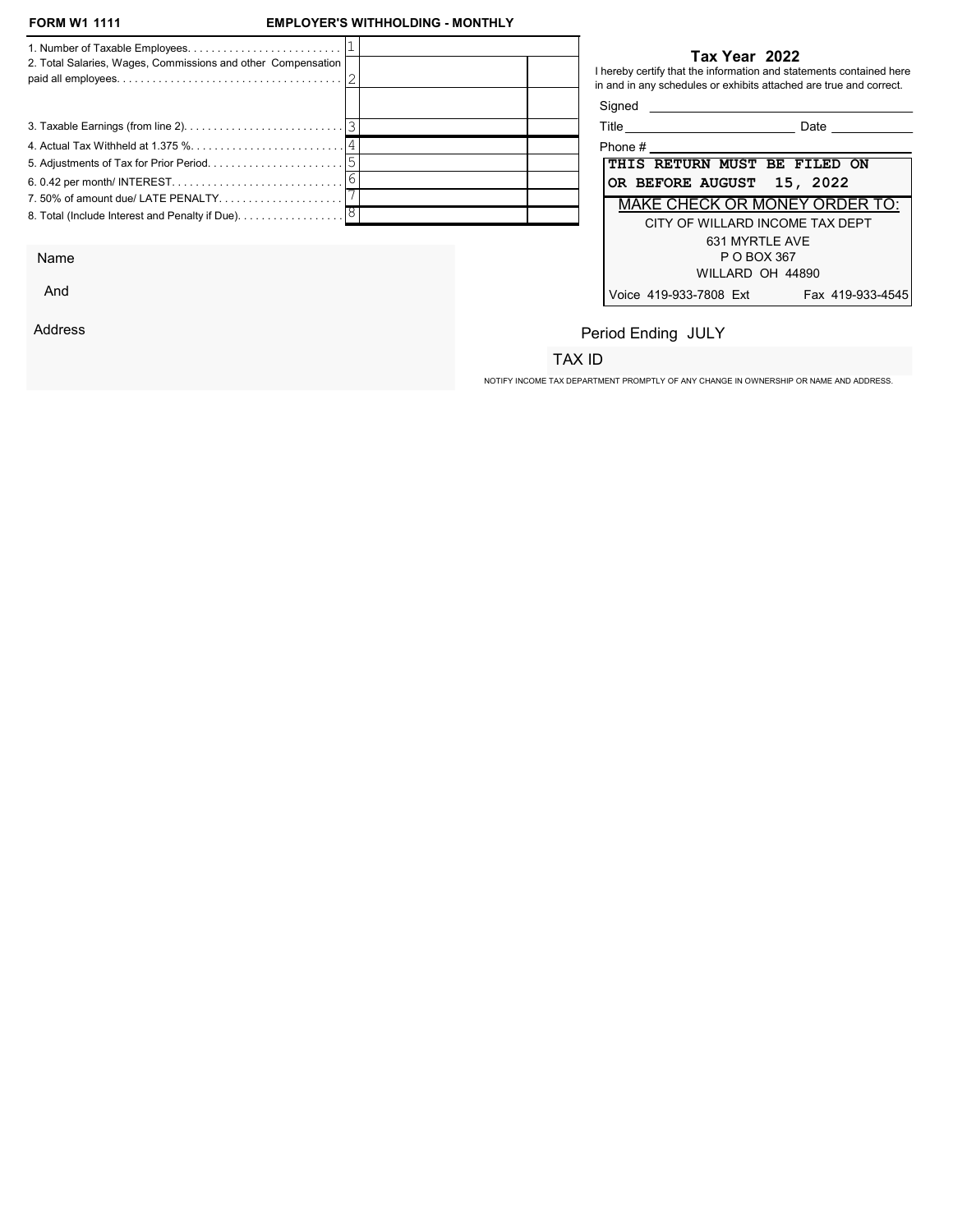**FORM W1 1111** **EMPLOYER'S WITHHOLDING - MONTHLY**

| Line | | # | Amount | |
|---|---|---|---|---|
| 1. Number of Taxable Employees. . . . . . . . . . . . . . . . . . . . . . . . . . | | 1 | | |
| 2. Total Salaries, Wages, Commissions and other Compensation paid all employees. . . . . . . . . . . . . . . . . . . . . . . . . . . . . . . . . . . . . . | | 2 | | |
| | | | | |
| 3. Taxable Earnings (from line 2). . . . . . . . . . . . . . . . . . . . . . . . . . . | | 3 | | |
| 4. Actual Tax Withheld at 1.375 %. . . . . . . . . . . . . . . . . . . . . . . . . . | | 4 | | |
| 5. Adjustments of Tax for Prior Period. . . . . . . . . . . . . . . . . . . . . . . | | 5 | | |
| 6. 0.42 per month/ INTEREST. . . . . . . . . . . . . . . . . . . . . . . . . . . . | | 6 | | |
| 7. 50% of amount due/ LATE PENALTY. . . . . . . . . . . . . . . . . . . . . | | 7 | | |
| 8. Total (Include Interest and Penalty if Due). . . . . . . . . . . . . . . . . . | | 8 | | |

**Tax Year 2022**

I hereby certify that the information and statements contained here in and in any schedules or exhibits attached are true and correct.

Signed ____________________

Title ____________________ Date ____________

Phone # ____________________

**THIS RETURN MUST BE FILED ON OR BEFORE AUGUST 15, 2022**

MAKE CHECK OR MONEY ORDER TO:

CITY OF WILLARD INCOME TAX DEPT
631 MYRTLE AVE
P O BOX 367
WILLARD OH 44890

Voice 419-933-7808 Ext Fax 419-933-4545

Name

And

Address

Period Ending JULY

TAX ID

NOTIFY INCOME TAX DEPARTMENT PROMPTLY OF ANY CHANGE IN OWNERSHIP OR NAME AND ADDRESS.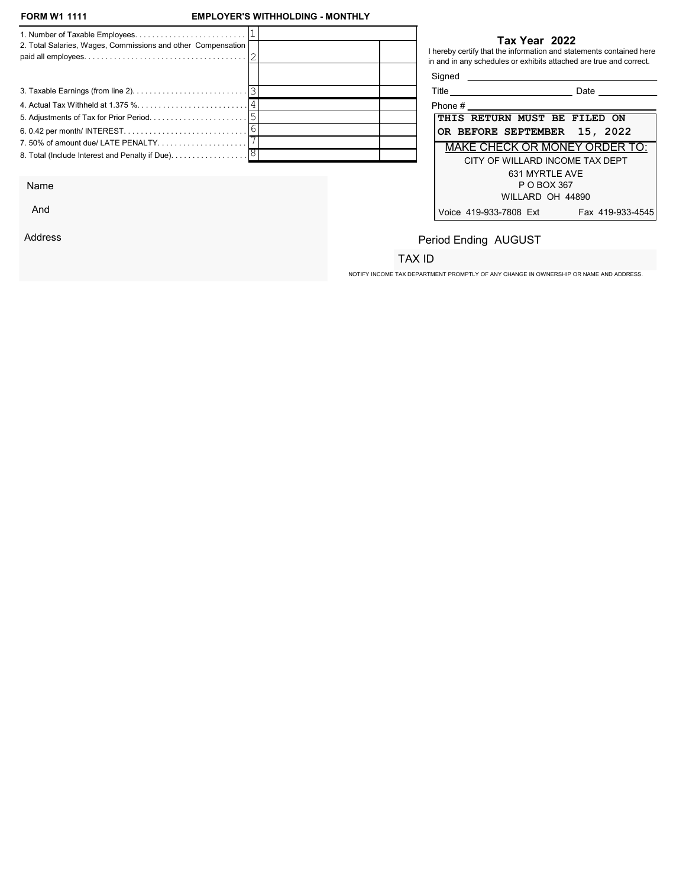**FORM W1 1111** **EMPLOYER'S WITHHOLDING - MONTHLY**

| Line | # | Amount | |
|---|---|---|---|
| 1. Number of Taxable Employees. . . . . . . . . . . . . . . . . . . . . . . . . . . | 1 | | |
| 2. Total Salaries, Wages, Commissions and other Compensation paid all employees. . . . . . . . . . . . . . . . . . . . . . . . . . . . . . . . . . . . . . | 2 | | |
| | | | |
| 3. Taxable Earnings (from line 2). . . . . . . . . . . . . . . . . . . . . . . . . . . | 3 | | |
| 4. Actual Tax Withheld at 1.375 %. . . . . . . . . . . . . . . . . . . . . . . . . . | 4 | | |
| 5. Adjustments of Tax for Prior Period. . . . . . . . . . . . . . . . . . . . . . . | 5 | | |
| 6. 0.42 per month/ INTEREST. . . . . . . . . . . . . . . . . . . . . . . . . . . . . | 6 | | |
| 7. 50% of amount due/ LATE PENALTY. . . . . . . . . . . . . . . . . . . . . | 7 | | |
| 8. Total (Include Interest and Penalty if Due). . . . . . . . . . . . . . . . . . | 8 | | |

**Tax Year 2022**

I hereby certify that the information and statements contained here in and in any schedules or exhibits attached are true and correct.

Signed ______________________________

Title ______________________ Date __________

Phone # ______________________________

**THIS RETURN MUST BE FILED ON OR BEFORE SEPTEMBER 15, 2022**

MAKE CHECK OR MONEY ORDER TO:

CITY OF WILLARD INCOME TAX DEPT
631 MYRTLE AVE
P O BOX 367
WILLARD OH 44890

Voice 419-933-7808 Ext Fax 419-933-4545

Name

And

Address

Period Ending AUGUST

TAX ID

NOTIFY INCOME TAX DEPARTMENT PROMPTLY OF ANY CHANGE IN OWNERSHIP OR NAME AND ADDRESS.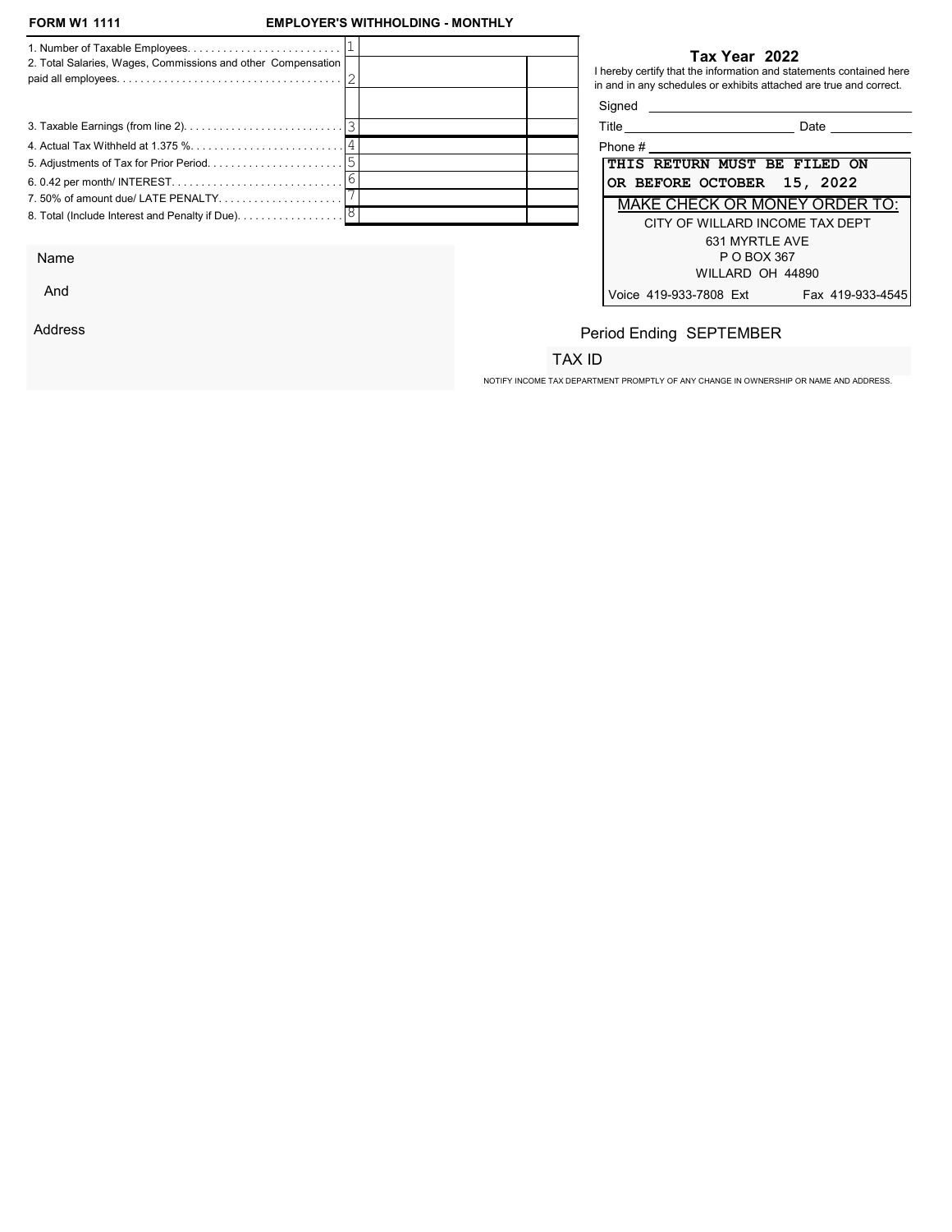**FORM W1 1111** **EMPLOYER'S WITHHOLDING - MONTHLY**

| | | | |
|---|---|---|---|
| 1. Number of Taxable Employees. . . . . . . . . . . . . . . . . . . . . . . . . . | 1 | | |
| 2. Total Salaries, Wages, Commissions and other Compensation paid all employees. . . . . . . . . . . . . . . . . . . . . . . . . . . . . . . . . . . . . . | 2 | | |
| | | | |
| 3. Taxable Earnings (from line 2). . . . . . . . . . . . . . . . . . . . . . . . . . . | 3 | | |
| 4. Actual Tax Withheld at 1.375 %. . . . . . . . . . . . . . . . . . . . . . . . . . | 4 | | |
| 5. Adjustments of Tax for Prior Period. . . . . . . . . . . . . . . . . . . . . . . | 5 | | |
| 6. 0.42 per month/ INTEREST. . . . . . . . . . . . . . . . . . . . . . . . . . . . . | 6 | | |
| 7. 50% of amount due/ LATE PENALTY. . . . . . . . . . . . . . . . . . . . . | 7 | | |
| 8. Total (Include Interest and Penalty if Due). . . . . . . . . . . . . . . . . . | 8 | | |

## Tax Year 2022

I hereby certify that the information and statements contained here in and in any schedules or exhibits attached are true and correct.

Signed ______________________________

Title ______________________ Date ____________

Phone # ______________________________

**THIS RETURN MUST BE FILED ON OR BEFORE OCTOBER 15, 2022**

MAKE CHECK OR MONEY ORDER TO:

CITY OF WILLARD INCOME TAX DEPT
631 MYRTLE AVE
P O BOX 367
WILLARD OH 44890

Voice 419-933-7808 Ext Fax 419-933-4545

Name

And

Address

Period Ending SEPTEMBER

TAX ID

NOTIFY INCOME TAX DEPARTMENT PROMPTLY OF ANY CHANGE IN OWNERSHIP OR NAME AND ADDRESS.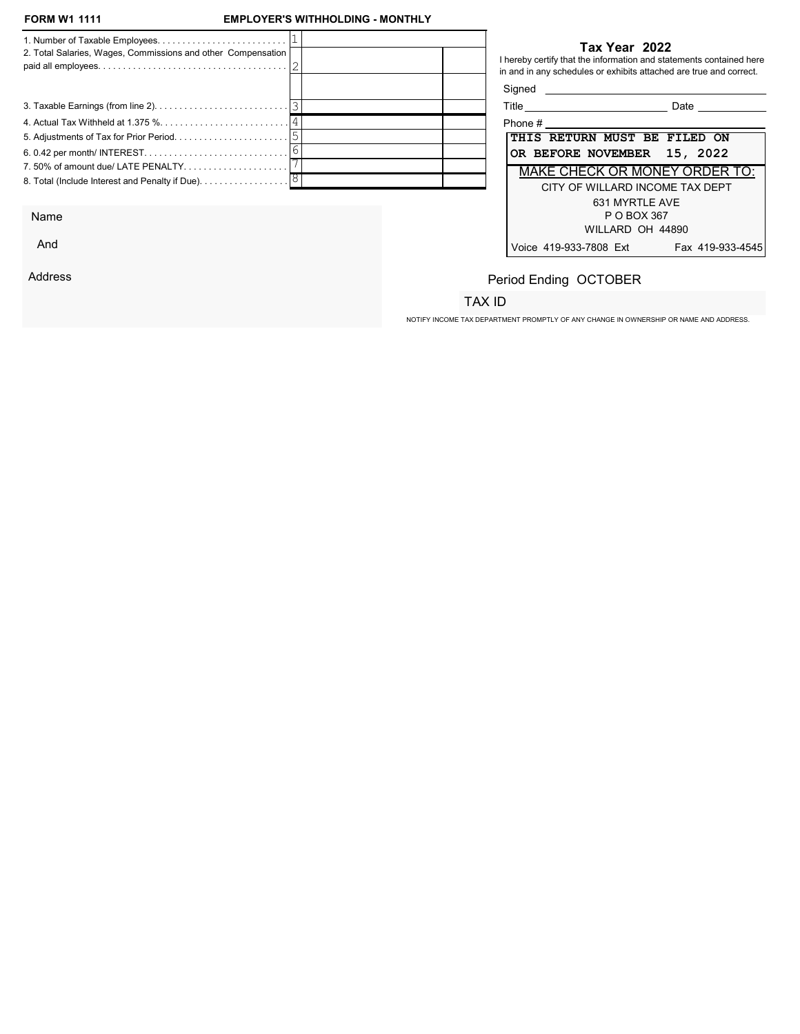**FORM W1 1111** **EMPLOYER'S WITHHOLDING - MONTHLY**

| | | | |
|---|---|---|---|
| 1. Number of Taxable Employees. . . . . . . . . . . . . . . . . . . . . . . . . . | 1 | | |
| 2. Total Salaries, Wages, Commissions and other Compensation paid all employees. . . . . . . . . . . . . . . . . . . . . . . . . . . . . . . . . . . . . . | 2 | | |
| | | | |
| 3. Taxable Earnings (from line 2). . . . . . . . . . . . . . . . . . . . . . . . . . | 3 | | |
| 4. Actual Tax Withheld at 1.375 %. . . . . . . . . . . . . . . . . . . . . . . . . | 4 | | |
| 5. Adjustments of Tax for Prior Period. . . . . . . . . . . . . . . . . . . . . . | 5 | | |
| 6. 0.42 per month/ INTEREST. . . . . . . . . . . . . . . . . . . . . . . . . . . . | 6 | | |
| 7. 50% of amount due/ LATE PENALTY. . . . . . . . . . . . . . . . . . . . | 7 | | |
| 8. Total (Include Interest and Penalty if Due). . . . . . . . . . . . . . . . . | 8 | | |

**Tax Year 2022**

I hereby certify that the information and statements contained here in and in any schedules or exhibits attached are true and correct.

Signed ______________________________

Title ______________________ Date __________

Phone # ______________________________

**THIS RETURN MUST BE FILED ON OR BEFORE NOVEMBER 15, 2022**

MAKE CHECK OR MONEY ORDER TO:

CITY OF WILLARD INCOME TAX DEPT
631 MYRTLE AVE
P O BOX 367
WILLARD OH 44890

Voice 419-933-7808 Ext Fax 419-933-4545

Name

And

Address

Period Ending OCTOBER

TAX ID

NOTIFY INCOME TAX DEPARTMENT PROMPTLY OF ANY CHANGE IN OWNERSHIP OR NAME AND ADDRESS.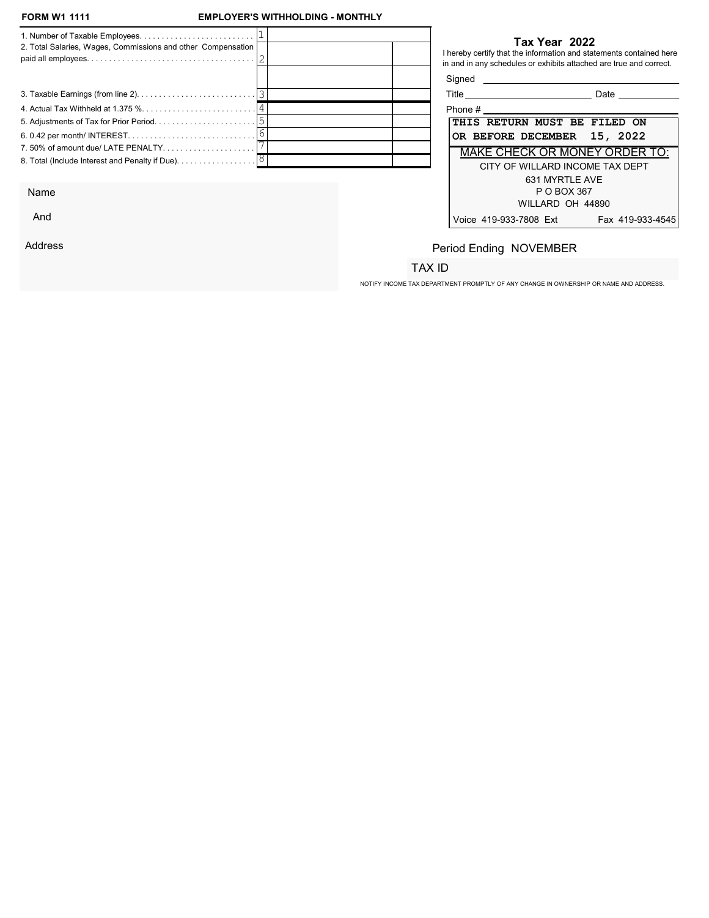**FORM W1 1111** **EMPLOYER'S WITHHOLDING - MONTHLY**

| | | | |
|---|---|---|---|
| 1. Number of Taxable Employees. | 1 | | |
| 2. Total Salaries, Wages, Commissions and other Compensation paid all employees. | 2 | | |
| | | | |
| 3. Taxable Earnings (from line 2). | 3 | | |
| 4. Actual Tax Withheld at 1.375 %. | 4 | | |
| 5. Adjustments of Tax for Prior Period. | 5 | | |
| 6. 0.42 per month/ INTEREST. | 6 | | |
| 7. 50% of amount due/ LATE PENALTY. | 7 | | |
| 8. Total (Include Interest and Penalty if Due). | 8 | | |

## Tax Year 2022

I hereby certify that the information and statements contained here in and in any schedules or exhibits attached are true and correct.

Signed ______________________

Title ______________________ Date ____________

Phone # ______________________

**THIS RETURN MUST BE FILED ON OR BEFORE DECEMBER 15, 2022**

MAKE CHECK OR MONEY ORDER TO:

CITY OF WILLARD INCOME TAX DEPT
631 MYRTLE AVE
P O BOX 367
WILLARD OH 44890

Voice 419-933-7808 Ext Fax 419-933-4545

Name

And

Address

Period Ending NOVEMBER

TAX ID

NOTIFY INCOME TAX DEPARTMENT PROMPTLY OF ANY CHANGE IN OWNERSHIP OR NAME AND ADDRESS.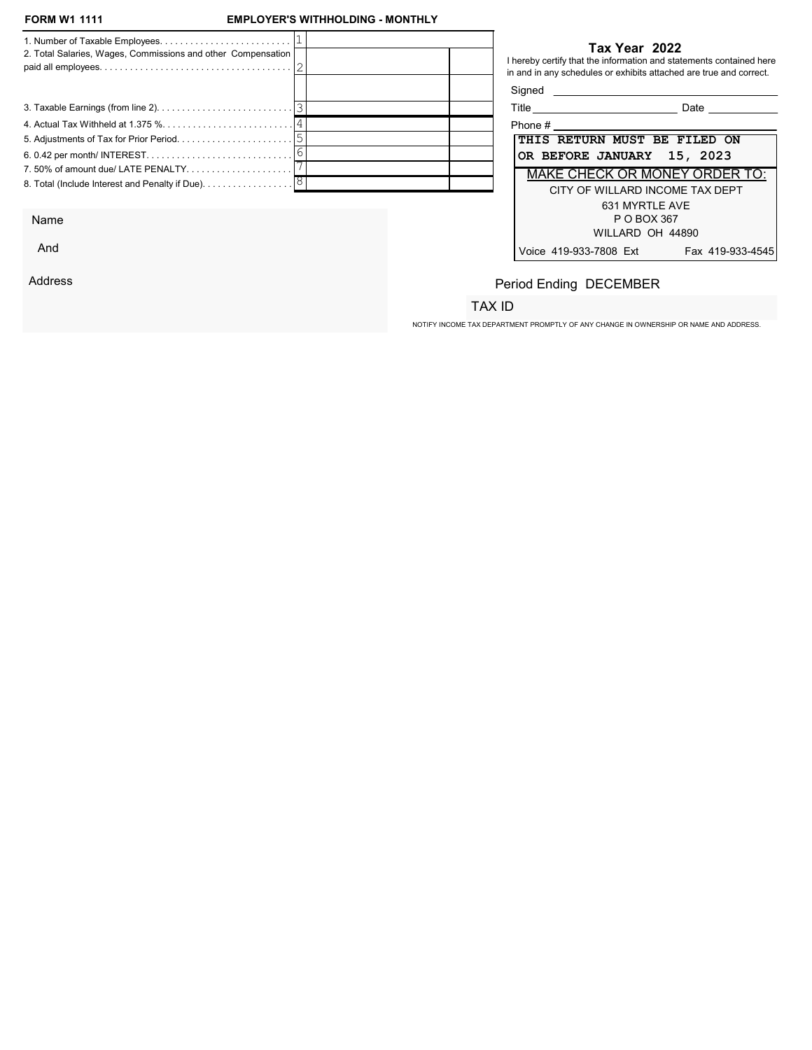**FORM W1 1111** **EMPLOYER'S WITHHOLDING - MONTHLY**

| | | | |
|---|---|---|---|
| 1. Number of Taxable Employees. | 1 | | |
| 2. Total Salaries, Wages, Commissions and other Compensation paid all employees. | 2 | | |
| | | | |
| 3. Taxable Earnings (from line 2). | 3 | | |
| 4. Actual Tax Withheld at 1.375 %. | 4 | | |
| 5. Adjustments of Tax for Prior Period. | 5 | | |
| 6. 0.42 per month/ INTEREST. | 6 | | |
| 7. 50% of amount due/ LATE PENALTY. | 7 | | |
| 8. Total (Include Interest and Penalty if Due). | 8 | | |

## Tax Year 2022

I hereby certify that the information and statements contained here in and in any schedules or exhibits attached are true and correct.

Signed \_\_\_\_\_\_\_\_\_\_\_\_\_\_\_\_\_\_\_\_

Title \_\_\_\_\_\_\_\_\_\_\_\_\_\_\_\_\_\_\_\_ Date \_\_\_\_\_\_\_\_\_\_

Phone # \_\_\_\_\_\_\_\_\_\_\_\_\_\_\_\_\_\_\_\_

**THIS RETURN MUST BE FILED ON OR BEFORE JANUARY 15, 2023**

MAKE CHECK OR MONEY ORDER TO:

CITY OF WILLARD INCOME TAX DEPT
631 MYRTLE AVE
P O BOX 367
WILLARD OH 44890

Voice 419-933-7808 Ext Fax 419-933-4545

Name

And

Address

Period Ending DECEMBER

TAX ID

NOTIFY INCOME TAX DEPARTMENT PROMPTLY OF ANY CHANGE IN OWNERSHIP OR NAME AND ADDRESS.